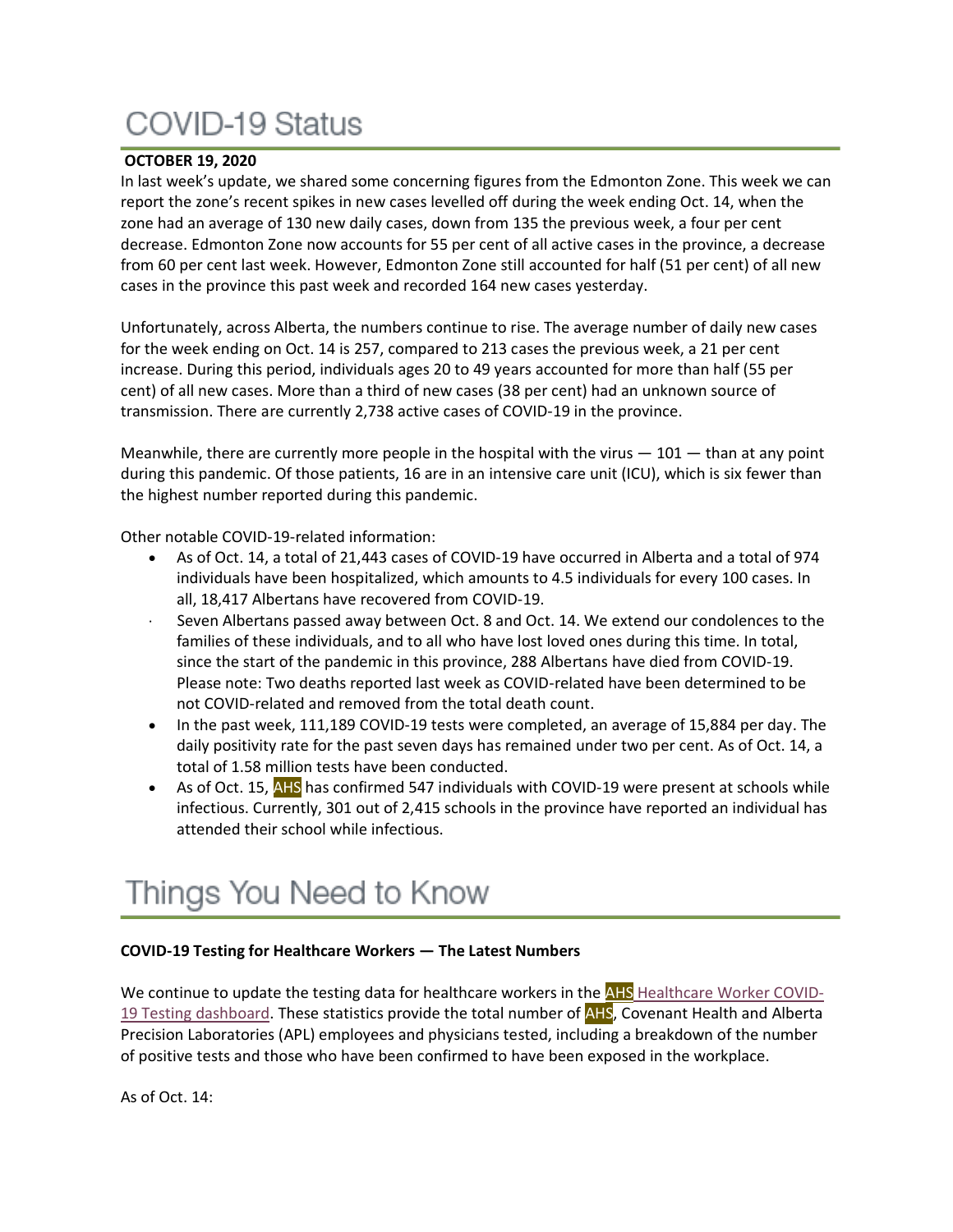# COVID-19 Status

**OCTOBER 19, 2020**

In last week's update, we shared some concerning figures from the Edmonton Zone. This week we can report the zone's recent spikes in new cases levelled off during the week ending Oct. 14, when the zone had an average of 130 new daily cases, down from 135 the previous week, a four per cent decrease. Edmonton Zone now accounts for 55 per cent of all active cases in the province, a decrease from 60 per cent last week. However, Edmonton Zone still accounted for half (51 per cent) of all new cases in the province this past week and recorded 164 new cases yesterday.

Unfortunately, across Alberta, the numbers continue to rise. The average number of daily new cases for the week ending on Oct. 14 is 257, compared to 213 cases the previous week, a 21 per cent increase. During this period, individuals ages 20 to 49 years accounted for more than half (55 per cent) of all new cases. More than a third of new cases (38 per cent) had an unknown source of transmission. There are currently 2,738 active cases of COVID-19 in the province.

Meanwhile, there are currently more people in the hospital with the virus — 101 — than at any point during this pandemic. Of those patients, 16 are in an intensive care unit (ICU), which is six fewer than the highest number reported during this pandemic.

Other notable COVID-19-related information:

- As of Oct. 14, a total of 21,443 cases of COVID-19 have occurred in Alberta and a total of 974 individuals have been hospitalized, which amounts to 4.5 individuals for every 100 cases. In all, 18,417 Albertans have recovered from COVID-19.
- Seven Albertans passed away between Oct. 8 and Oct. 14. We extend our condolences to the families of these individuals, and to all who have lost loved ones during this time. In total, since the start of the pandemic in this province, 288 Albertans have died from COVID-19. Please note: Two deaths reported last week as COVID-related have been determined to be not COVID-related and removed from the total death count.
- In the past week, 111,189 COVID-19 tests were completed, an average of 15,884 per day. The daily positivity rate for the past seven days has remained under two per cent. As of Oct. 14, a total of 1.58 million tests have been conducted.
- As of Oct. 15, AHS has confirmed 547 individuals with COVID-19 were present at schools while infectious. Currently, 301 out of 2,415 schools in the province have reported an individual has attended their school while infectious.

# Things You Need to Know

**COVID-19 Testing for Healthcare Workers — The Latest Numbers**

We continue to update the testing data for healthcare workers in the AHS Healthcare Worker COVID-19 Testing dashboard. These statistics provide the total number of AHS, Covenant Health and Alberta Precision Laboratories (APL) employees and physicians tested, including a breakdown of the number of positive tests and those who have been confirmed to have been exposed in the workplace.

As of Oct. 14: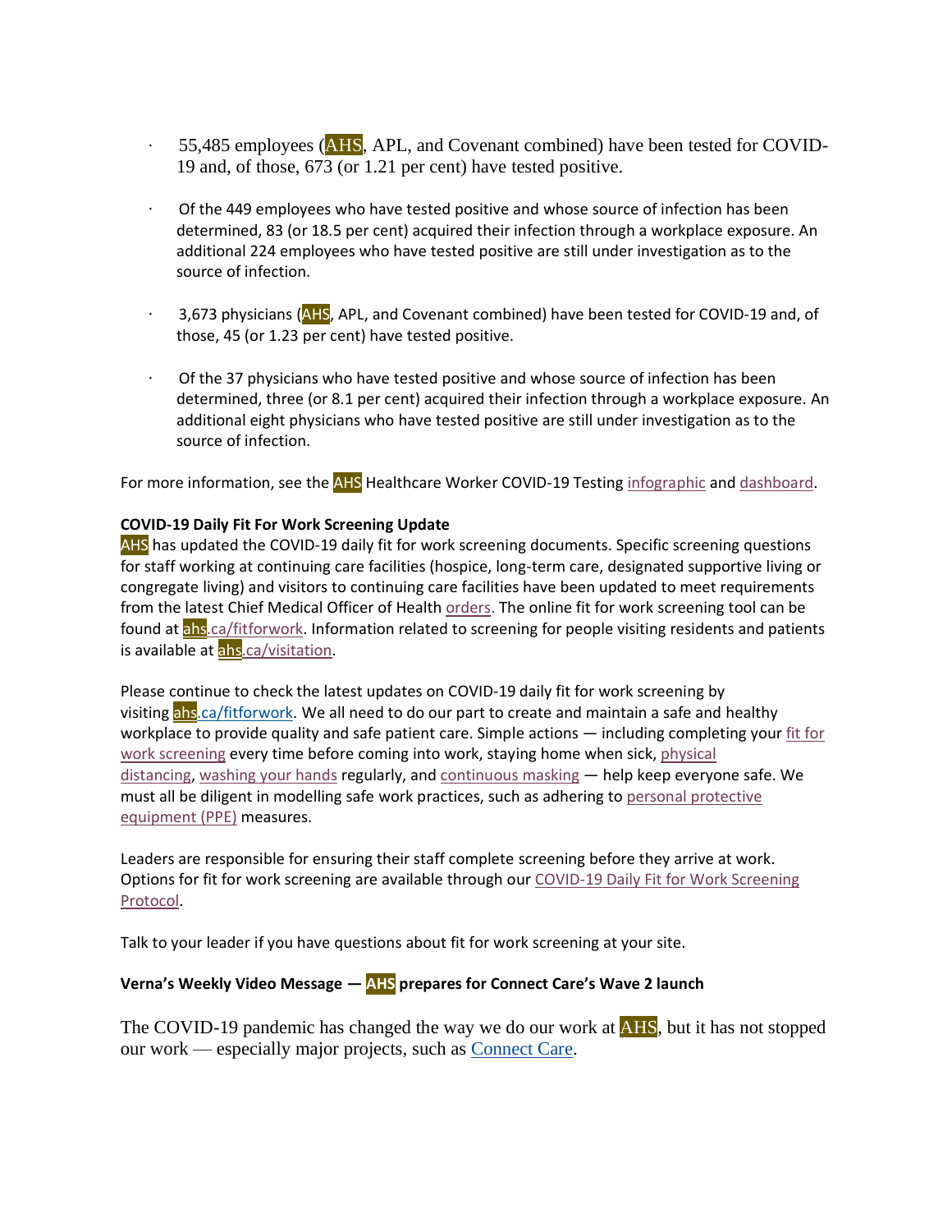- 55,485 employees (AHS, APL, and Covenant combined) have been tested for COVID-19 and, of those, 673 (or 1.21 per cent) have tested positive.

- Of the 449 employees who have tested positive and whose source of infection has been determined, 83 (or 18.5 per cent) acquired their infection through a workplace exposure. An additional 224 employees who have tested positive are still under investigation as to the source of infection.

- 3,673 physicians (AHS, APL, and Covenant combined) have been tested for COVID-19 and, of those, 45 (or 1.23 per cent) have tested positive.

- Of the 37 physicians who have tested positive and whose source of infection has been determined, three (or 8.1 per cent) acquired their infection through a workplace exposure. An additional eight physicians who have tested positive are still under investigation as to the source of infection.

For more information, see the AHS Healthcare Worker COVID-19 Testing infographic and dashboard.

**COVID-19 Daily Fit For Work Screening Update**

AHS has updated the COVID-19 daily fit for work screening documents. Specific screening questions for staff working at continuing care facilities (hospice, long-term care, designated supportive living or congregate living) and visitors to continuing care facilities have been updated to meet requirements from the latest Chief Medical Officer of Health orders. The online fit for work screening tool can be found at ahs.ca/fitforwork. Information related to screening for people visiting residents and patients is available at ahs.ca/visitation.

Please continue to check the latest updates on COVID-19 daily fit for work screening by visiting ahs.ca/fitforwork. We all need to do our part to create and maintain a safe and healthy workplace to provide quality and safe patient care. Simple actions — including completing your fit for work screening every time before coming into work, staying home when sick, physical distancing, washing your hands regularly, and continuous masking — help keep everyone safe. We must all be diligent in modelling safe work practices, such as adhering to personal protective equipment (PPE) measures.

Leaders are responsible for ensuring their staff complete screening before they arrive at work. Options for fit for work screening are available through our COVID-19 Daily Fit for Work Screening Protocol.

Talk to your leader if you have questions about fit for work screening at your site.

**Verna's Weekly Video Message — AHS prepares for Connect Care's Wave 2 launch**

The COVID-19 pandemic has changed the way we do our work at AHS, but it has not stopped our work — especially major projects, such as Connect Care.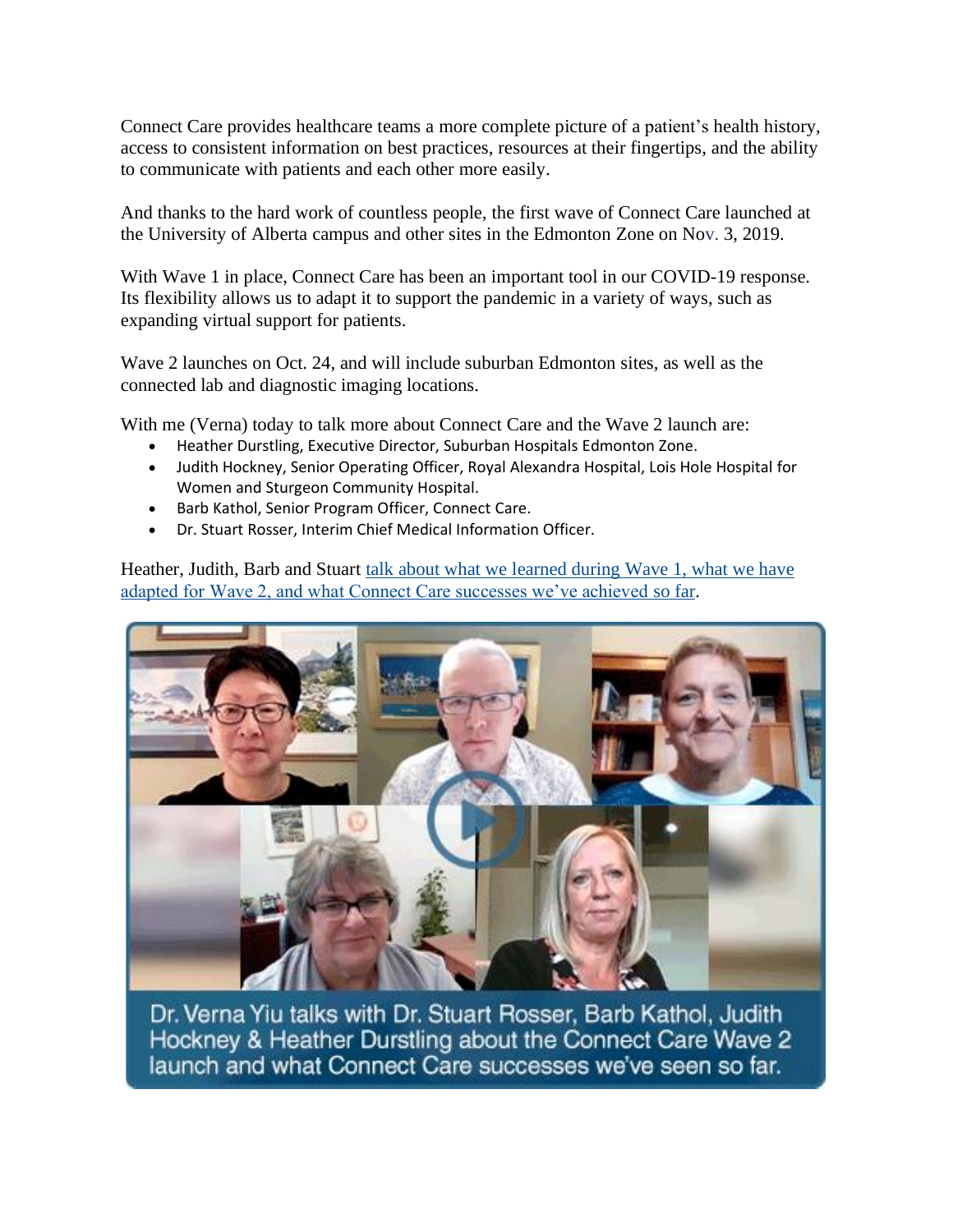Connect Care provides healthcare teams a more complete picture of a patient's health history, access to consistent information on best practices, resources at their fingertips, and the ability to communicate with patients and each other more easily.

And thanks to the hard work of countless people, the first wave of Connect Care launched at the University of Alberta campus and other sites in the Edmonton Zone on Nov. 3, 2019.

With Wave 1 in place, Connect Care has been an important tool in our COVID-19 response. Its flexibility allows us to adapt it to support the pandemic in a variety of ways, such as expanding virtual support for patients.

Wave 2 launches on Oct. 24, and will include suburban Edmonton sites, as well as the connected lab and diagnostic imaging locations.

With me (Verna) today to talk more about Connect Care and the Wave 2 launch are:

- Heather Durstling, Executive Director, Suburban Hospitals Edmonton Zone.
- Judith Hockney, Senior Operating Officer, Royal Alexandra Hospital, Lois Hole Hospital for Women and Sturgeon Community Hospital.
- Barb Kathol, Senior Program Officer, Connect Care.
- Dr. Stuart Rosser, Interim Chief Medical Information Officer.

Heather, Judith, Barb and Stuart talk about what we learned during Wave 1, what we have adapted for Wave 2, and what Connect Care successes we've achieved so far.

Dr. Verna Yiu talks with Dr. Stuart Rosser, Barb Kathol, Judith Hockney & Heather Durstling about the Connect Care Wave 2 launch and what Connect Care successes we've seen so far.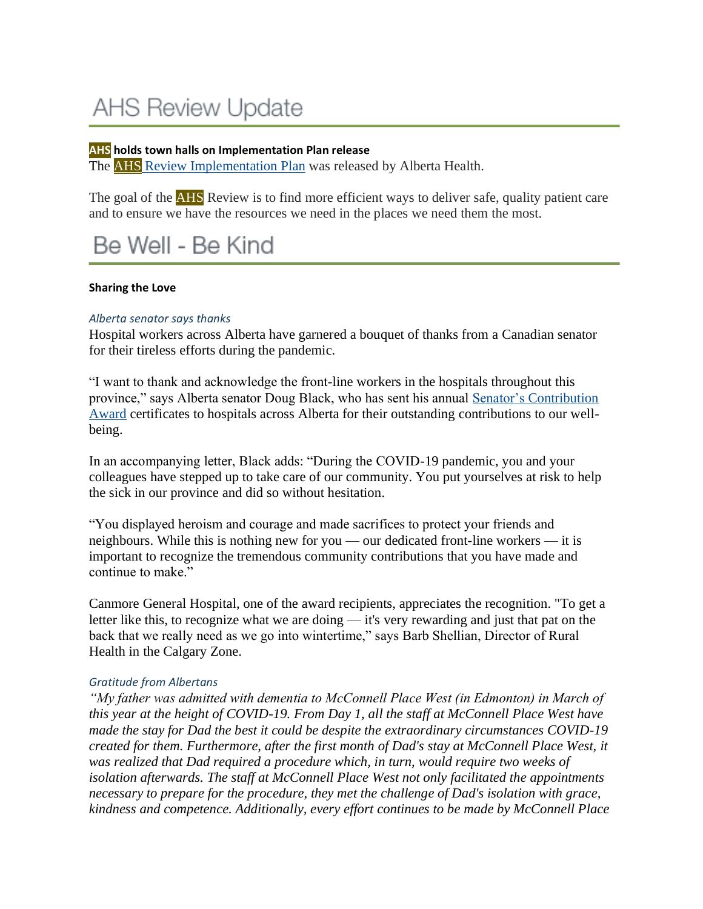# AHS Review Update

**AHS holds town halls on Implementation Plan release**

The AHS Review Implementation Plan was released by Alberta Health.

The goal of the AHS Review is to find more efficient ways to deliver safe, quality patient care and to ensure we have the resources we need in the places we need them the most.

# Be Well - Be Kind

**Sharing the Love**

*Alberta senator says thanks*

Hospital workers across Alberta have garnered a bouquet of thanks from a Canadian senator for their tireless efforts during the pandemic.

"I want to thank and acknowledge the front-line workers in the hospitals throughout this province," says Alberta senator Doug Black, who has sent his annual Senator's Contribution Award certificates to hospitals across Alberta for their outstanding contributions to our well-being.

In an accompanying letter, Black adds: "During the COVID-19 pandemic, you and your colleagues have stepped up to take care of our community. You put yourselves at risk to help the sick in our province and did so without hesitation.

"You displayed heroism and courage and made sacrifices to protect your friends and neighbours. While this is nothing new for you — our dedicated front-line workers — it is important to recognize the tremendous community contributions that you have made and continue to make."

Canmore General Hospital, one of the award recipients, appreciates the recognition. "To get a letter like this, to recognize what we are doing — it's very rewarding and just that pat on the back that we really need as we go into wintertime," says Barb Shellian, Director of Rural Health in the Calgary Zone.

*Gratitude from Albertans*

*"My father was admitted with dementia to McConnell Place West (in Edmonton) in March of this year at the height of COVID-19. From Day 1, all the staff at McConnell Place West have made the stay for Dad the best it could be despite the extraordinary circumstances COVID-19 created for them. Furthermore, after the first month of Dad's stay at McConnell Place West, it was realized that Dad required a procedure which, in turn, would require two weeks of isolation afterwards. The staff at McConnell Place West not only facilitated the appointments necessary to prepare for the procedure, they met the challenge of Dad's isolation with grace, kindness and competence. Additionally, every effort continues to be made by McConnell Place*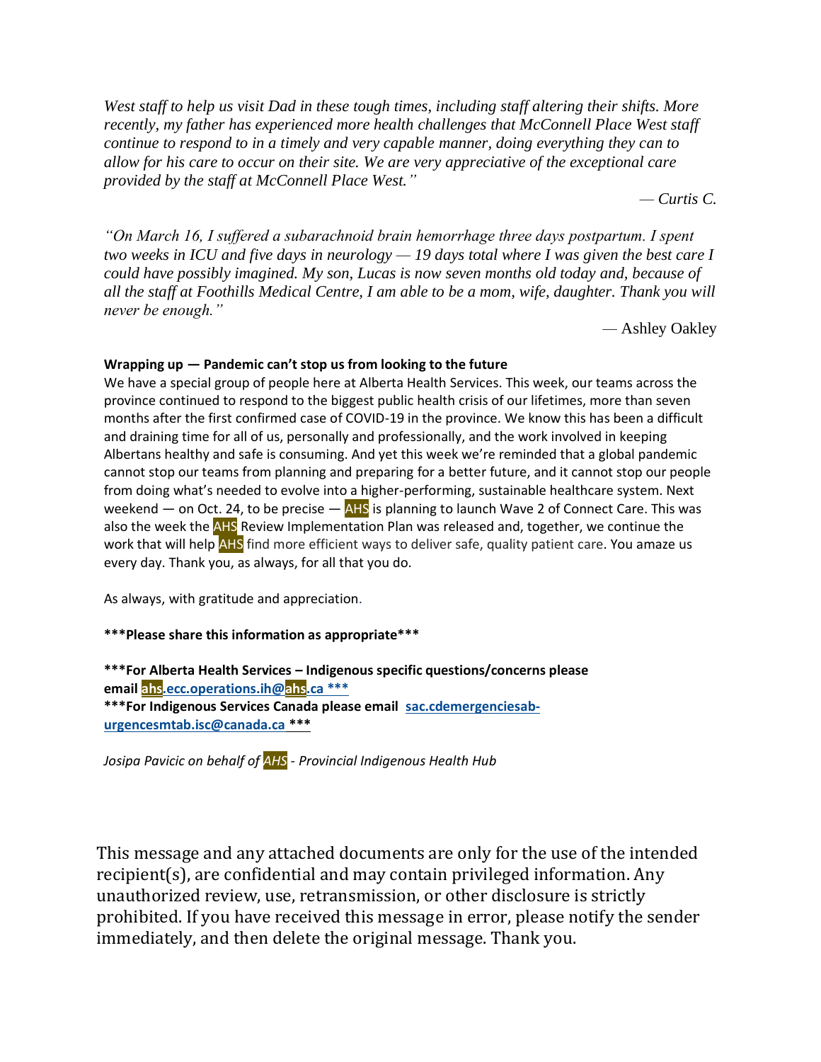*West staff to help us visit Dad in these tough times, including staff altering their shifts. More recently, my father has experienced more health challenges that McConnell Place West staff continue to respond to in a timely and very capable manner, doing everything they can to allow for his care to occur on their site. We are very appreciative of the exceptional care provided by the staff at McConnell Place West."*

— *Curtis C.*

*"On March 16, I suffered a subarachnoid brain hemorrhage three days postpartum. I spent two weeks in ICU and five days in neurology — 19 days total where I was given the best care I could have possibly imagined. My son, Lucas is now seven months old today and, because of all the staff at Foothills Medical Centre, I am able to be a mom, wife, daughter. Thank you will never be enough."*

— Ashley Oakley

**Wrapping up — Pandemic can't stop us from looking to the future**

We have a special group of people here at Alberta Health Services. This week, our teams across the province continued to respond to the biggest public health crisis of our lifetimes, more than seven months after the first confirmed case of COVID-19 in the province. We know this has been a difficult and draining time for all of us, personally and professionally, and the work involved in keeping Albertans healthy and safe is consuming. And yet this week we're reminded that a global pandemic cannot stop our teams from planning and preparing for a better future, and it cannot stop our people from doing what's needed to evolve into a higher-performing, sustainable healthcare system. Next weekend — on Oct. 24, to be precise — AHS is planning to launch Wave 2 of Connect Care. This was also the week the AHS Review Implementation Plan was released and, together, we continue the work that will help AHS find more efficient ways to deliver safe, quality patient care. You amaze us every day. Thank you, as always, for all that you do.

As always, with gratitude and appreciation.

**\*\*\*Please share this information as appropriate\*\*\***

**\*\*\*For Alberta Health Services – Indigenous specific questions/concerns please email ahs.ecc.operations.ih@ahs.ca \*\*\***
**\*\*\*For Indigenous Services Canada please email sac.cdemergenciesab-urgencesmtab.isc@canada.ca \*\*\***

*Josipa Pavicic on behalf of AHS - Provincial Indigenous Health Hub*

This message and any attached documents are only for the use of the intended recipient(s), are confidential and may contain privileged information. Any unauthorized review, use, retransmission, or other disclosure is strictly prohibited. If you have received this message in error, please notify the sender immediately, and then delete the original message. Thank you.